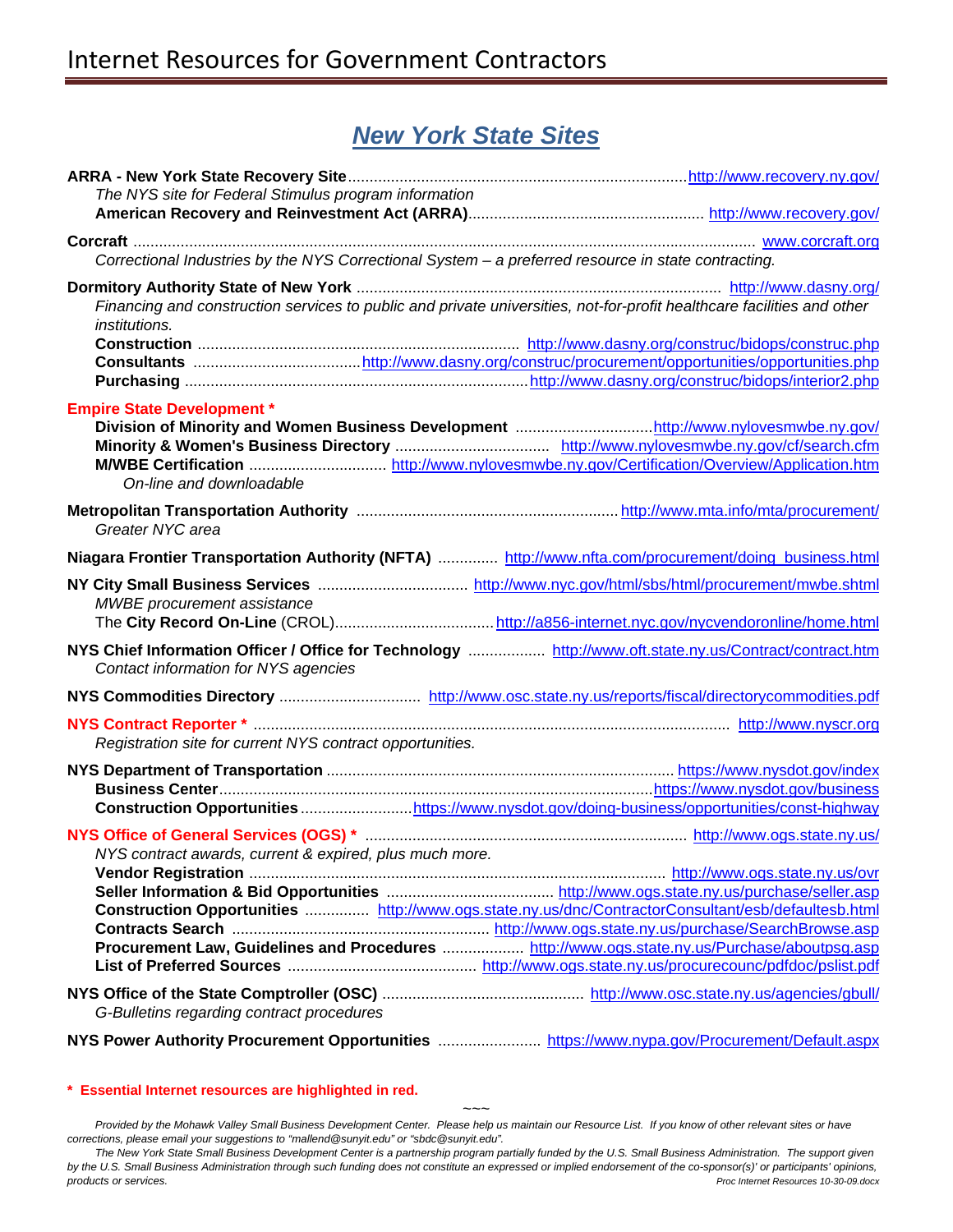# Internet Resources for Government Contractors

## *New York State Sites*

**ARRA - New York State Recovery Site** .......... http://www.recovery.ny.gov/

*The NYS site for Federal Stimulus program information*

**American Reinvestment and Recovery Act (ARRA)** .......... http://www.recovery.gov/

**Corcraft** .......... www.corcraft.org

*Correctional Industries by the NYS Correctional System – a preferred resource in state contracting.*

**Dormitory Authority State of New York** .......... http://www.dasny.org/

*Financing and construction services to public and private universities, not-for-profit healthcare facilities and other institutions.*

**Construction** .......... http://www.dasny.org/construc/bidops/construc.php

**Consultants** .......... http://www.dasny.org/construc/procurement/opportunities/opportunities.php

**Purchasing** .......... http://www.dasny.org/construc/bidops/interior2.php

**Empire State Development \***

**Division of Minority and Women Business Development** .......... http://www.nylovesmwbe.ny.gov/

**Minority & Women's Business Directory** .......... http://www.nylovesmwbe.ny.gov/cf/search.cfm

**M/WBE Certification** .......... http://www.nylovesmwbe.ny.gov/Certification/Overview/Application.htm

*On-line and downloadable*

**Metropolitan Transportation Authority** .......... http://www.mta.info/mta/procurement/

*Greater NYC area*

**Niagara Frontier Transportation Authority (NFTA)** .......... http://www.nfta.com/procurement/doing_business.html

**NY City Small Business Services** .......... http://www.nyc.gov/html/sbs/html/procurement/mwbe.shtml

*MWBE procurement assistance*

The **City Record On-Line** (CROL) .......... http://a856-internet.nyc.gov/nycvendoronline/home.html

**NYS Chief Information Officer / Office for Technology** .......... http://www.oft.state.ny.us/Contract/contract.htm

*Contact information for NYS agencies*

**NYS Commodities Directory** .......... http://www.osc.state.ny.us/reports/fiscal/directorycommodities.pdf

**NYS Contract Reporter \*** .......... http://www.nyscr.org

*Registration site for current NYS contract opportunities.*

**NYS Department of Transportation** .......... https://www.nysdot.gov/index

**Business Center** .......... https://www.nysdot.gov/business

**Construction Opportunities** .......... https://www.nysdot.gov/doing-business/opportunities/const-highway

**NYS Office of General Services (OGS) \*** .......... http://www.ogs.state.ny.us/

*NYS contract awards, current & expired, plus much more.*

**Vendor Registration** .......... http://www.ogs.state.ny.us/ovr

**Seller Information & Bid Opportunities** .......... http://www.ogs.state.ny.us/purchase/seller.asp

**Construction Opportunities** .......... http://www.ogs.state.ny.us/dnc/ContractorConsultant/esb/defaultesb.html

**Contracts Search** .......... http://www.ogs.state.ny.us/purchase/SearchBrowse.asp

**Procurement Law, Guidelines and Procedures** .......... http://www.ogs.state.ny.us/Purchase/aboutpsg.asp

**List of Preferred Sources** .......... http://www.ogs.state.ny.us/procurecounc/pdfdoc/pslist.pdf

**NYS Office of the State Comptroller (OSC)** .......... http://www.osc.state.ny.us/agencies/gbull/

*G-Bulletins regarding contract procedures*

**NYS Power Authority Procurement Opportunities** .......... https://www.nypa.gov/Procurement/Default.aspx

**\* Essential Internet resources are highlighted in red.**

~~~

*Provided by the Mohawk Valley Small Business Development Center. Please help us maintain our Resource List. If you know of other relevant sites or have corrections, please email your suggestions to "mallend@sunyit.edu" or "sbdc@sunyit.edu".*

*The New York State Small Business Development Center is a partnership program partially funded by the U.S. Small Business Administration. The support given by the U.S. Small Business Administration through such funding does not constitute an expressed or implied endorsement of the co-sponsor(s)' or participants' opinions, products or services.*

*Proc Internet Resources 10-30-09.docx*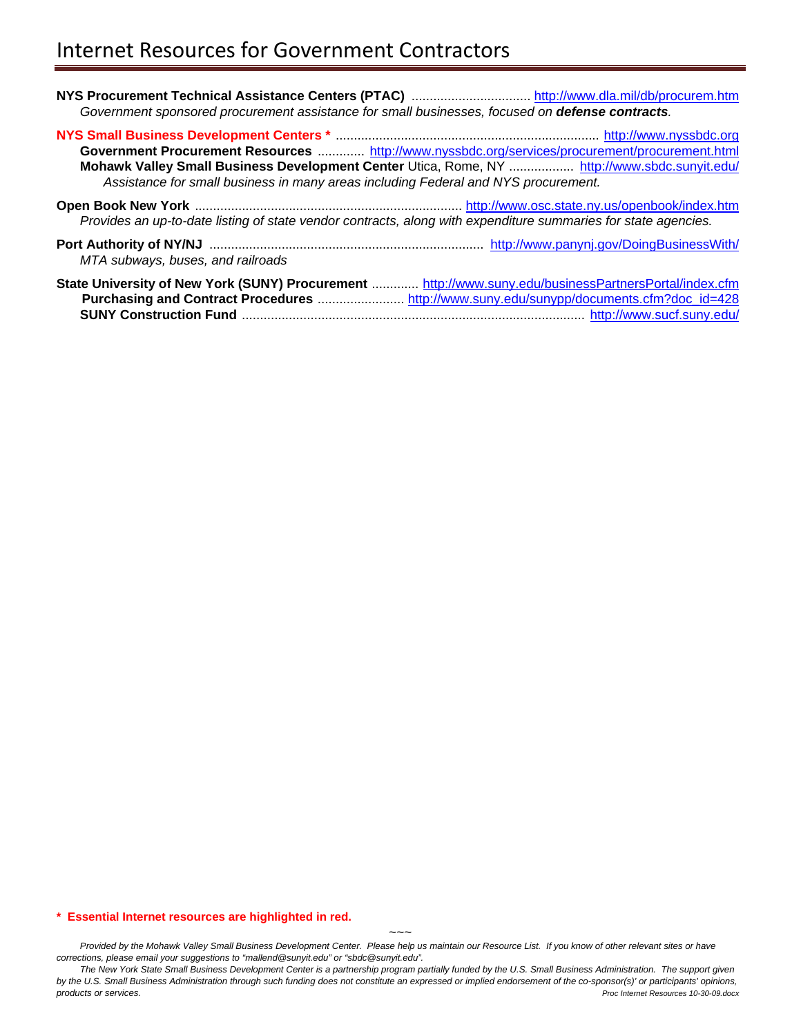# Internet Resources for Government Contractors

**NYS Procurement Technical Assistance Centers (PTAC)** ................................. http://www.dla.mil/db/procurem.htm
*Government sponsored procurement assistance for small businesses, focused on **defense contracts**.*

**NYS Small Business Development Centers *** ......................................................................... http://www.nyssbdc.org
**Government Procurement Resources** ............. http://www.nyssbdc.org/services/procurement/procurement.html
**Mohawk Valley Small Business Development Center** Utica, Rome, NY .................. http://www.sbdc.sunyit.edu/
*Assistance for small business in many areas including Federal and NYS procurement.*

**Open Book New York** .......................................................................... http://www.osc.state.ny.us/openbook/index.htm
*Provides an up-to-date listing of state vendor contracts, along with expenditure summaries for state agencies.*

**Port Authority of NY/NJ** ............................................................................ http://www.panynj.gov/DoingBusinessWith/
*MTA subways, buses, and railroads*

**State University of New York (SUNY) Procurement** ............. http://www.suny.edu/businessPartnersPortal/index.cfm
**Purchasing and Contract Procedures** ........................ http://www.suny.edu/sunypp/documents.cfm?doc_id=428
**SUNY Construction Fund** ............................................................................................... http://www.sucf.suny.edu/

**\* Essential Internet resources are highlighted in red.**

~~~

*Provided by the Mohawk Valley Small Business Development Center. Please help us maintain our Resource List. If you know of other relevant sites or have corrections, please email your suggestions to "mallend@sunyit.edu" or "sbdc@sunyit.edu".*

*The New York State Small Business Development Center is a partnership program partially funded by the U.S. Small Business Administration. The support given by the U.S. Small Business Administration through such funding does not constitute an expressed or implied endorsement of the co-sponsor(s)' or participants' opinions, products or services.*

*Proc Internet Resources 10-30-09.docx*